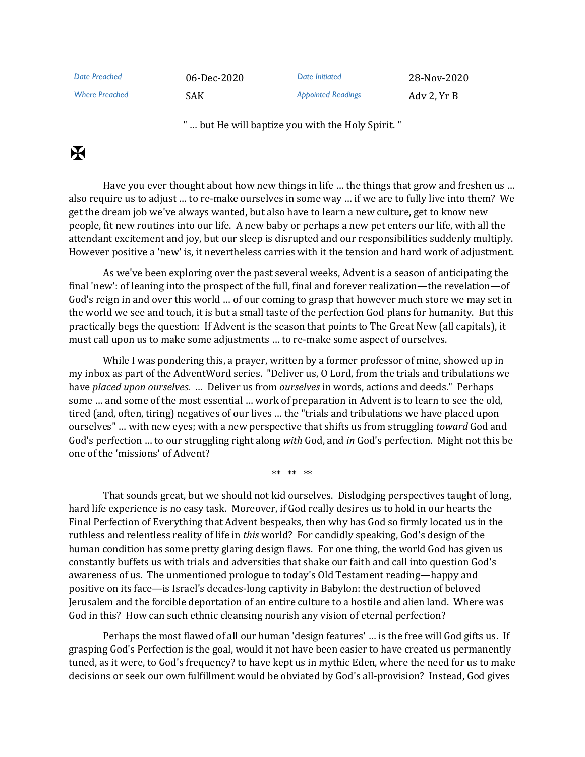| Date Preached | 06-Dec-2020 | Date Initiated | 28-Nov-2020 |
| --- | --- | --- | --- |
| Where Preached | SAK | Appointed Readings | Adv 2, Yr B |

" … but He will baptize you with the Holy Spirit. "

✠

Have you ever thought about how new things in life … the things that grow and freshen us … also require us to adjust … to re-make ourselves in some way … if we are to fully live into them? We get the dream job we've always wanted, but also have to learn a new culture, get to know new people, fit new routines into our life. A new baby or perhaps a new pet enters our life, with all the attendant excitement and joy, but our sleep is disrupted and our responsibilities suddenly multiply. However positive a 'new' is, it nevertheless carries with it the tension and hard work of adjustment.

As we've been exploring over the past several weeks, Advent is a season of anticipating the final 'new': of leaning into the prospect of the full, final and forever realization—the revelation—of God's reign in and over this world … of our coming to grasp that however much store we may set in the world we see and touch, it is but a small taste of the perfection God plans for humanity. But this practically begs the question: If Advent is the season that points to The Great New (all capitals), it must call upon us to make some adjustments … to re-make some aspect of ourselves.

While I was pondering this, a prayer, written by a former professor of mine, showed up in my inbox as part of the AdventWord series. "Deliver us, O Lord, from the trials and tribulations we have *placed upon ourselves.* … Deliver us from *ourselves* in words, actions and deeds." Perhaps some … and some of the most essential … work of preparation in Advent is to learn to see the old, tired (and, often, tiring) negatives of our lives … the "trials and tribulations we have placed upon ourselves" … with new eyes; with a new perspective that shifts us from struggling *toward* God and God's perfection … to our struggling right along *with* God, and *in* God's perfection. Might not this be one of the 'missions' of Advent?

** ** **

That sounds great, but we should not kid ourselves. Dislodging perspectives taught of long, hard life experience is no easy task. Moreover, if God really desires us to hold in our hearts the Final Perfection of Everything that Advent bespeaks, then why has God so firmly located us in the ruthless and relentless reality of life in *this* world? For candidly speaking, God's design of the human condition has some pretty glaring design flaws. For one thing, the world God has given us constantly buffets us with trials and adversities that shake our faith and call into question God's awareness of us. The unmentioned prologue to today's Old Testament reading—happy and positive on its face—is Israel's decades-long captivity in Babylon: the destruction of beloved Jerusalem and the forcible deportation of an entire culture to a hostile and alien land. Where was God in this? How can such ethnic cleansing nourish any vision of eternal perfection?

Perhaps the most flawed of all our human 'design features' … is the free will God gifts us. If grasping God's Perfection is the goal, would it not have been easier to have created us permanently tuned, as it were, to God's frequency? to have kept us in mythic Eden, where the need for us to make decisions or seek our own fulfillment would be obviated by God's all-provision? Instead, God gives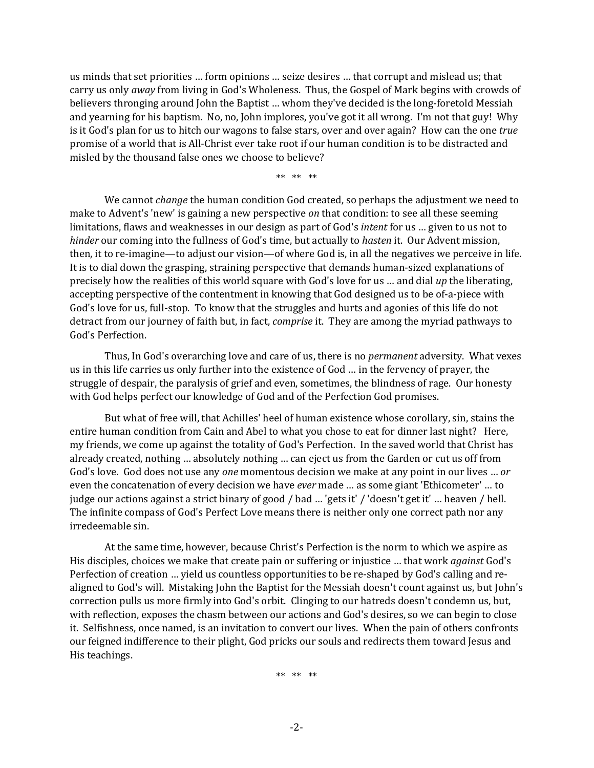us minds that set priorities … form opinions … seize desires … that corrupt and mislead us; that carry us only *away* from living in God's Wholeness. Thus, the Gospel of Mark begins with crowds of believers thronging around John the Baptist … whom they've decided is the long-foretold Messiah and yearning for his baptism. No, no, John implores, you've got it all wrong. I'm not that guy! Why is it God's plan for us to hitch our wagons to false stars, over and over again? How can the one *true* promise of a world that is All-Christ ever take root if our human condition is to be distracted and misled by the thousand false ones we choose to believe?

** ** **

We cannot *change* the human condition God created, so perhaps the adjustment we need to make to Advent's 'new' is gaining a new perspective *on* that condition: to see all these seeming limitations, flaws and weaknesses in our design as part of God's *intent* for us … given to us not to *hinder* our coming into the fullness of God's time, but actually to *hasten* it. Our Advent mission, then, it to re-imagine—to adjust our vision—of where God is, in all the negatives we perceive in life. It is to dial down the grasping, straining perspective that demands human-sized explanations of precisely how the realities of this world square with God's love for us … and dial *up* the liberating, accepting perspective of the contentment in knowing that God designed us to be of-a-piece with God's love for us, full-stop. To know that the struggles and hurts and agonies of this life do not detract from our journey of faith but, in fact, *comprise* it. They are among the myriad pathways to God's Perfection.

Thus, In God's overarching love and care of us, there is no *permanent* adversity. What vexes us in this life carries us only further into the existence of God … in the fervency of prayer, the struggle of despair, the paralysis of grief and even, sometimes, the blindness of rage. Our honesty with God helps perfect our knowledge of God and of the Perfection God promises.

But what of free will, that Achilles' heel of human existence whose corollary, sin, stains the entire human condition from Cain and Abel to what you chose to eat for dinner last night? Here, my friends, we come up against the totality of God's Perfection. In the saved world that Christ has already created, nothing … absolutely nothing … can eject us from the Garden or cut us off from God's love. God does not use any *one* momentous decision we make at any point in our lives … *or* even the concatenation of every decision we have *ever* made … as some giant 'Ethicometer' … to judge our actions against a strict binary of good / bad … 'gets it' / 'doesn't get it' … heaven / hell. The infinite compass of God's Perfect Love means there is neither only one correct path nor any irredeemable sin.

At the same time, however, because Christ's Perfection is the norm to which we aspire as His disciples, choices we make that create pain or suffering or injustice … that work *against* God's Perfection of creation … yield us countless opportunities to be re-shaped by God's calling and re-aligned to God's will. Mistaking John the Baptist for the Messiah doesn't count against us, but John's correction pulls us more firmly into God's orbit. Clinging to our hatreds doesn't condemn us, but, with reflection, exposes the chasm between our actions and God's desires, so we can begin to close it. Selfishness, once named, is an invitation to convert our lives. When the pain of others confronts our feigned indifference to their plight, God pricks our souls and redirects them toward Jesus and His teachings.

** ** **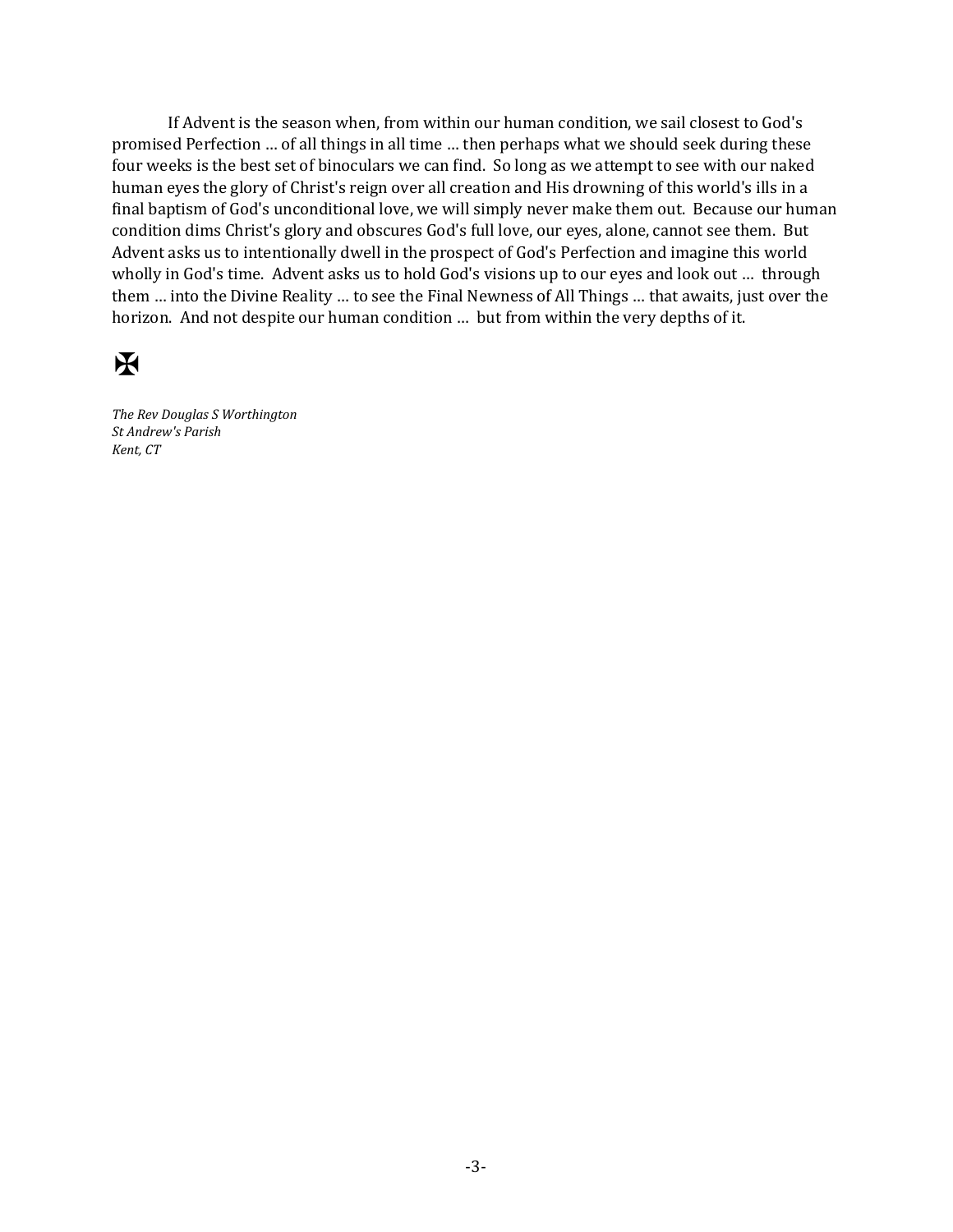If Advent is the season when, from within our human condition, we sail closest to God's promised Perfection … of all things in all time … then perhaps what we should seek during these four weeks is the best set of binoculars we can find. So long as we attempt to see with our naked human eyes the glory of Christ's reign over all creation and His drowning of this world's ills in a final baptism of God's unconditional love, we will simply never make them out. Because our human condition dims Christ's glory and obscures God's full love, our eyes, alone, cannot see them. But Advent asks us to intentionally dwell in the prospect of God's Perfection and imagine this world wholly in God's time. Advent asks us to hold God's visions up to our eyes and look out … through them … into the Divine Reality … to see the Final Newness of All Things … that awaits, just over the horizon. And not despite our human condition … but from within the very depths of it.

✠

*The Rev Douglas S Worthington*
*St Andrew's Parish*
*Kent, CT*